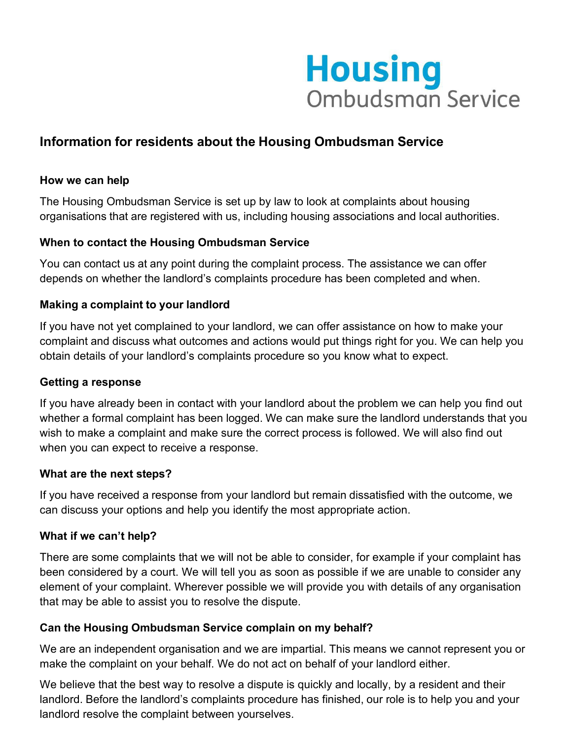# Housing Ombudsman Service

## Information for residents about the Housing Ombudsman Service

### How we can help

The Housing Ombudsman Service is set up by law to look at complaints about housing organisations that are registered with us, including housing associations and local authorities.

### When to contact the Housing Ombudsman Service

You can contact us at any point during the complaint process. The assistance we can offer depends on whether the landlord's complaints procedure has been completed and when.

### Making a complaint to your landlord

If you have not yet complained to your landlord, we can offer assistance on how to make your complaint and discuss what outcomes and actions would put things right for you. We can help you obtain details of your landlord's complaints procedure so you know what to expect.

### Getting a response

If you have already been in contact with your landlord about the problem we can help you find out whether a formal complaint has been logged. We can make sure the landlord understands that you wish to make a complaint and make sure the correct process is followed. We will also find out when you can expect to receive a response.

### What are the next steps?

If you have received a response from your landlord but remain dissatisfied with the outcome, we can discuss your options and help you identify the most appropriate action.

### What if we can't help?

There are some complaints that we will not be able to consider, for example if your complaint has been considered by a court. We will tell you as soon as possible if we are unable to consider any element of your complaint. Wherever possible we will provide you with details of any organisation that may be able to assist you to resolve the dispute.

### Can the Housing Ombudsman Service complain on my behalf?

We are an independent organisation and we are impartial. This means we cannot represent you or make the complaint on your behalf. We do not act on behalf of your landlord either.

We believe that the best way to resolve a dispute is quickly and locally, by a resident and their landlord. Before the landlord's complaints procedure has finished, our role is to help you and your landlord resolve the complaint between yourselves.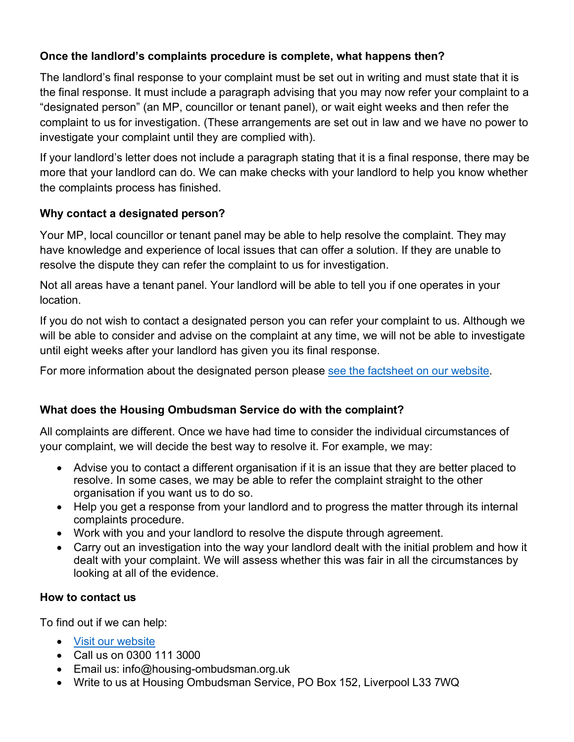### Once the landlord's complaints procedure is complete, what happens then?

The landlord's final response to your complaint must be set out in writing and must state that it is the final response. It must include a paragraph advising that you may now refer your complaint to a "designated person" (an MP, councillor or tenant panel), or wait eight weeks and then refer the complaint to us for investigation. (These arrangements are set out in law and we have no power to investigate your complaint until they are complied with).

If your landlord's letter does not include a paragraph stating that it is a final response, there may be more that your landlord can do. We can make checks with your landlord to help you know whether the complaints process has finished.

### Why contact a designated person?

Your MP, local councillor or tenant panel may be able to help resolve the complaint. They may have knowledge and experience of local issues that can offer a solution. If they are unable to resolve the dispute they can refer the complaint to us for investigation.

Not all areas have a tenant panel. Your landlord will be able to tell you if one operates in your location.

If you do not wish to contact a designated person you can refer your complaint to us. Although we will be able to consider and advise on the complaint at any time, we will not be able to investigate until eight weeks after your landlord has given you its final response.

For more information about the designated person please see the factsheet on our website.

### What does the Housing Ombudsman Service do with the complaint?

All complaints are different. Once we have had time to consider the individual circumstances of your complaint, we will decide the best way to resolve it. For example, we may:

- Advise you to contact a different organisation if it is an issue that they are better placed to resolve. In some cases, we may be able to refer the complaint straight to the other organisation if you want us to do so.
- Help you get a response from your landlord and to progress the matter through its internal complaints procedure.
- Work with you and your landlord to resolve the dispute through agreement.
- Carry out an investigation into the way your landlord dealt with the initial problem and how it dealt with your complaint. We will assess whether this was fair in all the circumstances by looking at all of the evidence.

### How to contact us

To find out if we can help:

- Visit our website
- Call us on 0300 111 3000
- Email us: info@housing-ombudsman.org.uk
- Write to us at Housing Ombudsman Service, PO Box 152, Liverpool L33 7WQ